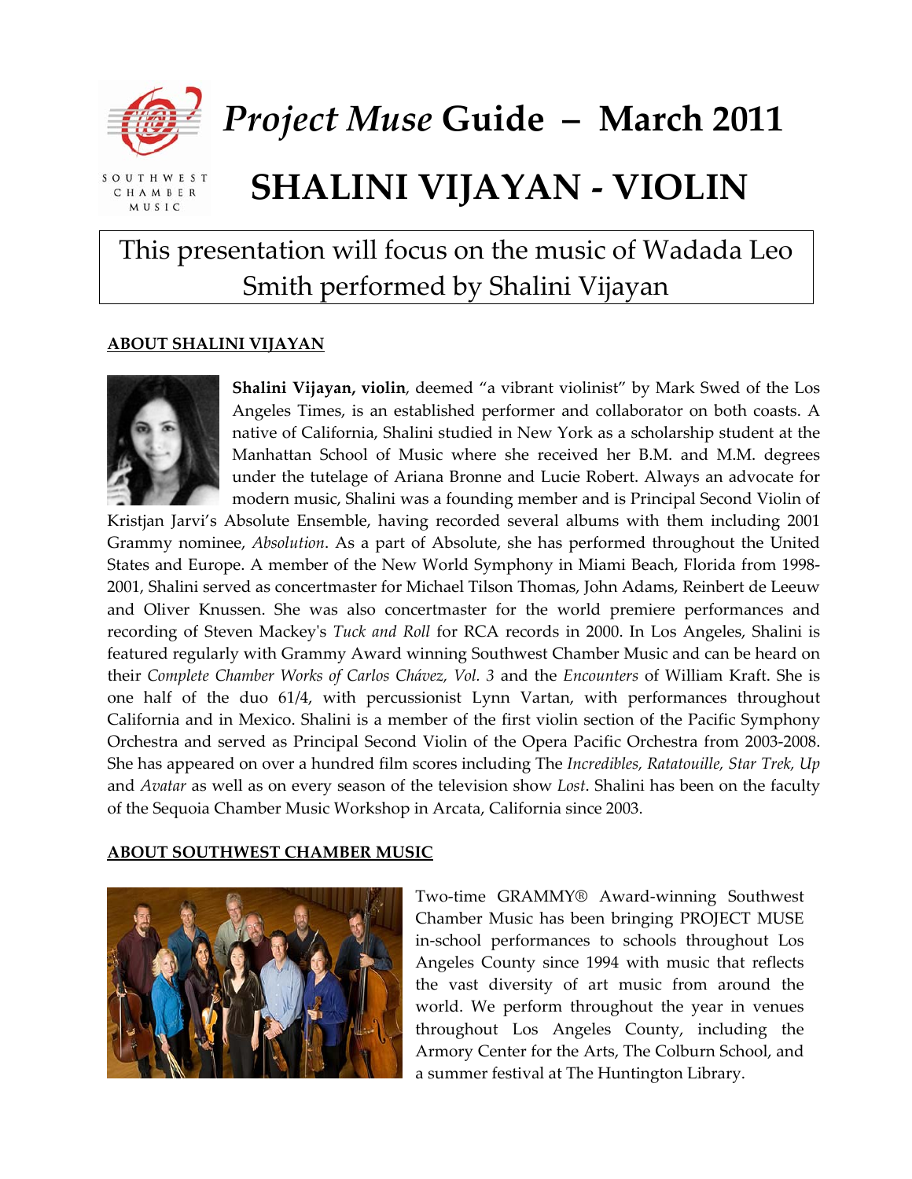# *Project Muse* Guide – March 2011

SOUTHWEST CHAMBER MUSIC

# SHALINI VIJAYAN - VIOLIN

This presentation will focus on the music of Wadada Leo Smith performed by Shalini Vijayan

## ABOUT SHALINI VIJAYAN

**Shalini Vijayan, violin**, deemed "a vibrant violinist" by Mark Swed of the Los Angeles Times, is an established performer and collaborator on both coasts. A native of California, Shalini studied in New York as a scholarship student at the Manhattan School of Music where she received her B.M. and M.M. degrees under the tutelage of Ariana Bronne and Lucie Robert. Always an advocate for modern music, Shalini was a founding member and is Principal Second Violin of Kristjan Jarvi's Absolute Ensemble, having recorded several albums with them including 2001 Grammy nominee, *Absolution*. As a part of Absolute, she has performed throughout the United States and Europe. A member of the New World Symphony in Miami Beach, Florida from 1998-2001, Shalini served as concertmaster for Michael Tilson Thomas, John Adams, Reinbert de Leeuw and Oliver Knussen. She was also concertmaster for the world premiere performances and recording of Steven Mackey's *Tuck and Roll* for RCA records in 2000. In Los Angeles, Shalini is featured regularly with Grammy Award winning Southwest Chamber Music and can be heard on their *Complete Chamber Works of Carlos Chávez, Vol. 3* and the *Encounters* of William Kraft. She is one half of the duo 61/4, with percussionist Lynn Vartan, with performances throughout California and in Mexico. Shalini is a member of the first violin section of the Pacific Symphony Orchestra and served as Principal Second Violin of the Opera Pacific Orchestra from 2003-2008. She has appeared on over a hundred film scores including The *Incredibles, Ratatouille, Star Trek, Up* and *Avatar* as well as on every season of the television show *Lost*. Shalini has been on the faculty of the Sequoia Chamber Music Workshop in Arcata, California since 2003.

## ABOUT SOUTHWEST CHAMBER MUSIC

Two-time GRAMMY® Award-winning Southwest Chamber Music has been bringing PROJECT MUSE in-school performances to schools throughout Los Angeles County since 1994 with music that reflects the vast diversity of art music from around the world. We perform throughout the year in venues throughout Los Angeles County, including the Armory Center for the Arts, The Colburn School, and a summer festival at The Huntington Library.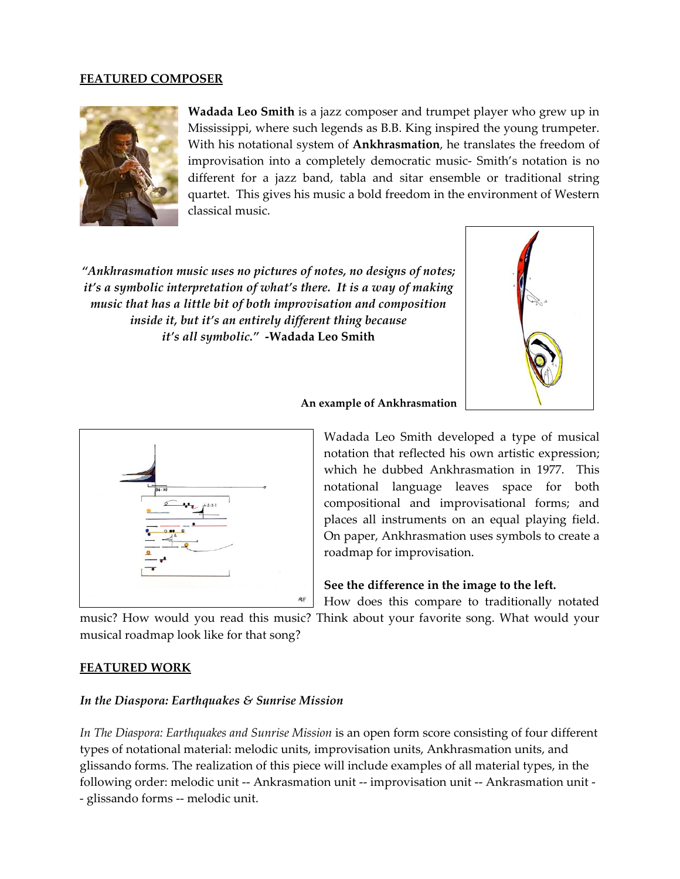**FEATURED COMPOSER**

**Wadada Leo Smith** is a jazz composer and trumpet player who grew up in Mississippi, where such legends as B.B. King inspired the young trumpeter. With his notational system of **Ankhrasmation**, he translates the freedom of improvisation into a completely democratic music- Smith's notation is no different for a jazz band, tabla and sitar ensemble or traditional string quartet. This gives his music a bold freedom in the environment of Western classical music.

***"Ankhrasmation music uses no pictures of notes, no designs of notes; it's a symbolic interpretation of what's there. It is a way of making music that has a little bit of both improvisation and composition inside it, but it's an entirely different thing because it's all symbolic." -*Wadada Leo Smith**

**An example of Ankhrasmation**

Wadada Leo Smith developed a type of musical notation that reflected his own artistic expression; which he dubbed Ankhrasmation in 1977. This notational language leaves space for both compositional and improvisational forms; and places all instruments on an equal playing field. On paper, Ankhrasmation uses symbols to create a roadmap for improvisation.

**See the difference in the image to the left.** How does this compare to traditionally notated music? How would you read this music? Think about your favorite song. What would your musical roadmap look like for that song?

**FEATURED WORK**

***In the Diaspora: Earthquakes & Sunrise Mission***

*In The Diaspora: Earthquakes and Sunrise Mission* is an open form score consisting of four different types of notational material: melodic units, improvisation units, Ankhrasmation units, and glissando forms. The realization of this piece will include examples of all material types, in the following order: melodic unit -- Ankrasmation unit -- improvisation unit -- Ankrasmation unit -- glissando forms -- melodic unit.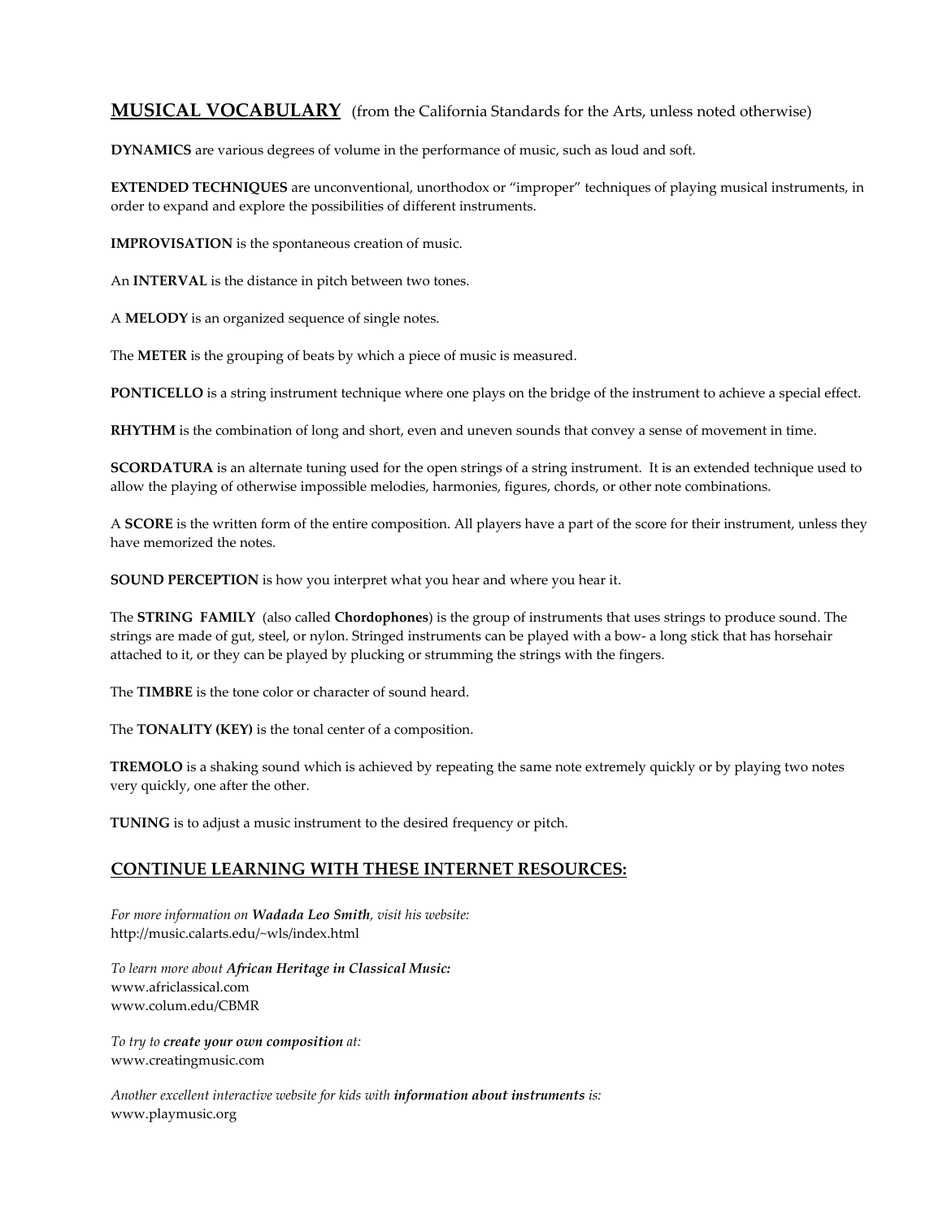## MUSICAL VOCABULARY (from the California Standards for the Arts, unless noted otherwise)

**DYNAMICS** are various degrees of volume in the performance of music, such as loud and soft.

**EXTENDED TECHNIQUES** are unconventional, unorthodox or "improper" techniques of playing musical instruments, in order to expand and explore the possibilities of different instruments.

**IMPROVISATION** is the spontaneous creation of music.

An **INTERVAL** is the distance in pitch between two tones.

A **MELODY** is an organized sequence of single notes.

The **METER** is the grouping of beats by which a piece of music is measured.

**PONTICELLO** is a string instrument technique where one plays on the bridge of the instrument to achieve a special effect.

**RHYTHM** is the combination of long and short, even and uneven sounds that convey a sense of movement in time.

**SCORDATURA** is an alternate tuning used for the open strings of a string instrument. It is an extended technique used to allow the playing of otherwise impossible melodies, harmonies, figures, chords, or other note combinations.

A **SCORE** is the written form of the entire composition. All players have a part of the score for their instrument, unless they have memorized the notes.

**SOUND PERCEPTION** is how you interpret what you hear and where you hear it.

The **STRING FAMILY** (also called **Chordophones**) is the group of instruments that uses strings to produce sound. The strings are made of gut, steel, or nylon. Stringed instruments can be played with a bow- a long stick that has horsehair attached to it, or they can be played by plucking or strumming the strings with the fingers.

The **TIMBRE** is the tone color or character of sound heard.

The **TONALITY (KEY)** is the tonal center of a composition.

**TREMOLO** is a shaking sound which is achieved by repeating the same note extremely quickly or by playing two notes very quickly, one after the other.

**TUNING** is to adjust a music instrument to the desired frequency or pitch.

## CONTINUE LEARNING WITH THESE INTERNET RESOURCES:

*For more information on **Wadada Leo Smith**, visit his website:*
http://music.calarts.edu/~wls/index.html

*To learn more about **African Heritage in Classical Music:***
www.africlassical.com
www.colum.edu/CBMR

*To try to **create your own composition** at:*
www.creatingmusic.com

*Another excellent interactive website for kids with **information about instruments** is:*
www.playmusic.org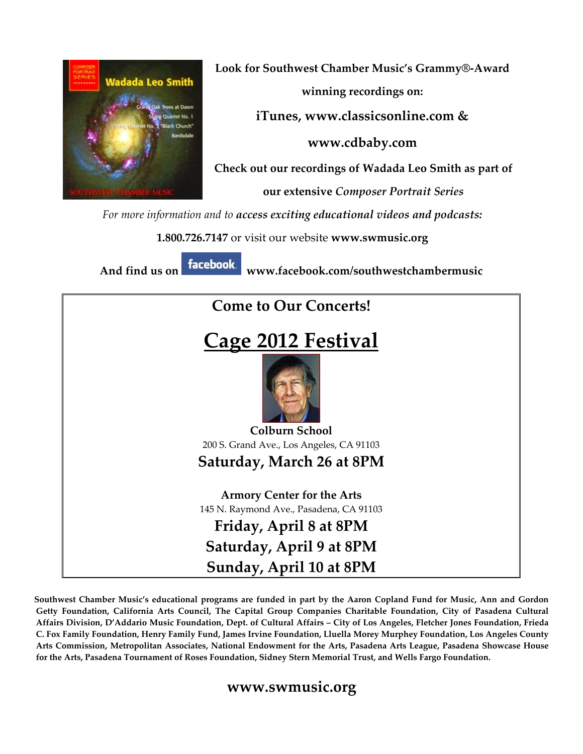**Look for Southwest Chamber Music's Grammy®-Award winning recordings on:**

**iTunes, www.classicsonline.com & www.cdbaby.com**

**Check out our recordings of Wadada Leo Smith as part of our extensive** ***Composer Portrait Series***

*For more information and to* ***access exciting educational videos and podcasts:***

**1.800.726.7147** or visit our website **www.swmusic.org**

**And find us on** facebook **www.facebook.com/southwestchambermusic**

## Come to Our Concerts!

# Cage 2012 Festival

**Colburn School**
200 S. Grand Ave., Los Angeles, CA 91103
**Saturday, March 26 at 8PM**

**Armory Center for the Arts**
145 N. Raymond Ave., Pasadena, CA 91103
**Friday, April 8 at 8PM**
**Saturday, April 9 at 8PM**
**Sunday, April 10 at 8PM**

**Southwest Chamber Music's educational programs are funded in part by the Aaron Copland Fund for Music, Ann and Gordon Getty Foundation, California Arts Council, The Capital Group Companies Charitable Foundation, City of Pasadena Cultural Affairs Division, D'Addario Music Foundation, Dept. of Cultural Affairs – City of Los Angeles, Fletcher Jones Foundation, Frieda C. Fox Family Foundation, Henry Family Fund, James Irvine Foundation, Lluella Morey Murphey Foundation, Los Angeles County Arts Commission, Metropolitan Associates, National Endowment for the Arts, Pasadena Arts League, Pasadena Showcase House for the Arts, Pasadena Tournament of Roses Foundation, Sidney Stern Memorial Trust, and Wells Fargo Foundation.**

**www.swmusic.org**